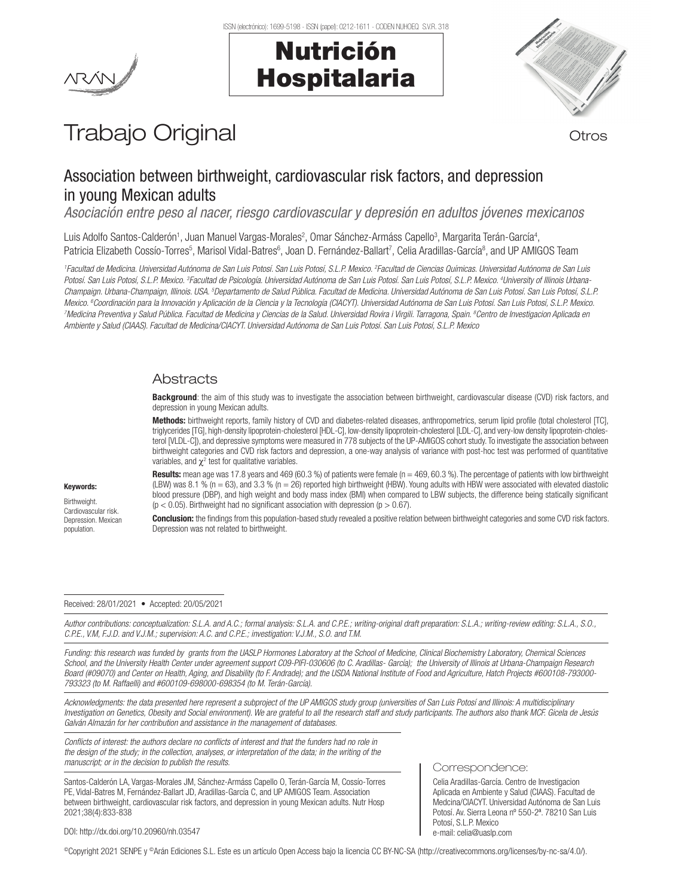# Trabajo Original

Otros

## Association between birthweight, cardiovascular risk factors, and depression in young Mexican adults

*Asociación entre peso al nacer, riesgo cardiovascular y depresión en adultos jóvenes mexicanos*

Luis Adolfo Santos-Calderón[1], Juan Manuel Vargas-Morales[2], Omar Sánchez-Armáss Capello[3], Margarita Terán-García[4], Patricia Elizabeth Cossío-Torres[5], Marisol Vidal-Batres[6], Joan D. Fernández-Ballart[7], Celia Aradillas-García[8], and UP AMIGOS Team

*[1]Facultad de Medicina. Universidad Autónoma de San Luis Potosí. San Luis Potosí, S.L.P. Mexico. [2]Facultad de Ciencias Químicas. Universidad Autónoma de San Luis Potosí. San Luis Potosí, S.L.P. Mexico. [3]Facultad de Psicología. Universidad Autónoma de San Luis Potosí. San Luis Potosí, S.L.P. Mexico. [4]University of Illinois Urbana-Champaign. Urbana-Champaign, Illinois. USA. [5]Departamento de Salud Pública. Facultad de Medicina. Universidad Autónoma de San Luis Potosí. San Luis Potosí, S.L.P. Mexico. [6]Coordinación para la Innovación y Aplicación de la Ciencia y la Tecnología (CIACYT). Universidad Autónoma de San Luis Potosí. San Luis Potosí, S.L.P. Mexico. [7]Medicina Preventiva y Salud Pública. Facultad de Medicina y Ciencias de la Salud. Universidad Rovira i Virgili. Tarragona, Spain. [8]Centro de Investigacion Aplicada en Ambiente y Salud (CIAAS). Facultad de Medicina/CIACYT. Universidad Autónoma de San Luis Potosí. San Luis Potosí, S.L.P. Mexico*

### Abstracts

**Background**: the aim of this study was to investigate the association between birthweight, cardiovascular disease (CVD) risk factors, and depression in young Mexican adults.

**Methods:** birthweight reports, family history of CVD and diabetes-related diseases, anthropometrics, serum lipid profile (total cholesterol [TC], triglycerides [TG], high-density lipoprotein-cholesterol [HDL-C], low-density lipoprotein-cholesterol [LDL-C], and very-low density lipoprotein-cholesterol [VLDL-C]), and depressive symptoms were measured in 778 subjects of the UP-AMIGOS cohort study. To investigate the association between birthweight categories and CVD risk factors and depression, a one-way analysis of variance with post-hoc test was performed of quantitative variables, and $\chi^2$ test for qualitative variables.

**Results:** mean age was 17.8 years and 469 (60.3 %) of patients were female (n = 469, 60.3 %). The percentage of patients with low birthweight (LBW) was 8.1 % (n = 63), and 3.3 % (n = 26) reported high birthweight (HBW). Young adults with HBW were associated with elevated diastolic blood pressure (DBP), and high weight and body mass index (BMI) when compared to LBW subjects, the difference being statically significant ($p < 0.05$). Birthweight had no significant association with depression ($p > 0.67$).

**Conclusion:** the findings from this population-based study revealed a positive relation between birthweight categories and some CVD risk factors. Depression was not related to birthweight.

**Keywords:**

Birthweight. Cardiovascular risk. Depression. Mexican population.

Received: 28/01/2021 • Accepted: 20/05/2021

*Author contributions: conceptualization: S.L.A. and A.C.; formal analysis: S.L.A. and C.P.E.; writing-original draft preparation: S.L.A.; writing-review editing: S.L.A., S.O., C.P.E., V.M, F.J.D. and V.J.M.; supervision: A.C. and C.P.E.; investigation: V.J.M., S.O. and T.M.*

*Funding: this research was funded by grants from the UASLP Hormones Laboratory at the School of Medicine, Clinical Biochemistry Laboratory, Chemical Sciences School, and the University Health Center under agreement support C09-PIFI-030606 (to C. Aradillas- García); the University of Illinois at Urbana-Champaign Research Board (#09070) and Center on Health, Aging, and Disability (to F. Andrade); and the USDA National Institute of Food and Agriculture, Hatch Projects #600108-793000-793323 (to M. Raffaelli) and #600109-698000-698354 (to M. Terán-García).*

*Acknowledgments: the data presented here represent a subproject of the UP AMIGOS study group (universities of San Luis Potosí and Illinois: A multidisciplinary Investigation on Genetics, Obesity and Social environment). We are grateful to all the research staff and study participants. The authors also thank MCF. Gicela de Jesús Galván Almazán for her contribution and assistance in the management of databases.*

*Conflicts of interest: the authors declare no conflicts of interest and that the funders had no role in the design of the study; in the collection, analyses, or interpretation of the data; in the writing of the manuscript; or in the decision to publish the results.*

Santos-Calderón LA, Vargas-Morales JM, Sánchez-Armáss Capello O, Terán-García M, Cossío-Torres PE, Vidal-Batres M, Fernández-Ballart JD, Aradillas-García C, and UP AMIGOS Team. Association between birthweight, cardiovascular risk factors, and depression in young Mexican adults. Nutr Hosp 2021;38(4):833-838

DOI: http://dx.doi.org/10.20960/nh.03547

Correspondence:

Celia Aradillas-García. Centro de Investigacion Aplicada en Ambiente y Salud (CIAAS). Facultad de Medcina/CIACYT. Universidad Autónoma de San Luis Potosí. Av. Sierra Leona nº 550-2ª. 78210 San Luis Potosí, S.L.P. Mexico
e-mail: celia@uaslp.com

©Copyright 2021 SENPE y ©Arán Ediciones S.L. Este es un artículo Open Access bajo la licencia CC BY-NC-SA (http://creativecommons.org/licenses/by-nc-sa/4.0/).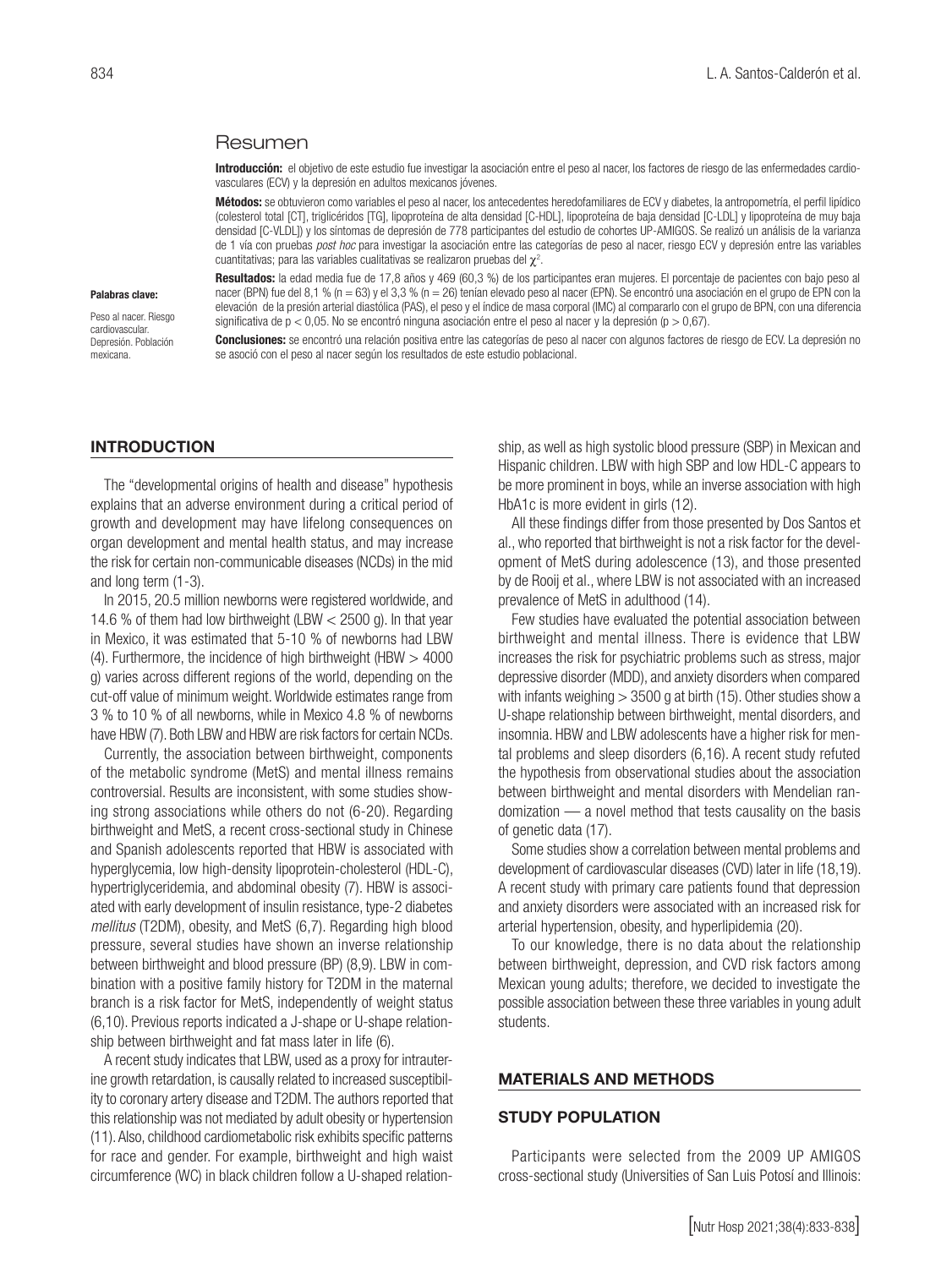## Resumen

**Introducción:** el objetivo de este estudio fue investigar la asociación entre el peso al nacer, los factores de riesgo de las enfermedades cardiovasculares (ECV) y la depresión en adultos mexicanos jóvenes.

**Métodos:** se obtuvieron como variables el peso al nacer, los antecedentes heredofamiliares de ECV y diabetes, la antropometría, el perfil lipídico (colesterol total [CT], triglicéridos [TG], lipoproteína de alta densidad [C-HDL], lipoproteína de baja densidad [C-LDL] y lipoproteína de muy baja densidad [C-VLDL]) y los síntomas de depresión de 778 participantes del estudio de cohortes UP-AMIGOS. Se realizó un análisis de la varianza de 1 vía con pruebas *post hoc* para investigar la asociación entre las categorías de peso al nacer, riesgo ECV y depresión entre las variables cuantitativas; para las variables cualitativas se realizaron pruebas del $\chi^2$.

**Resultados:** la edad media fue de 17,8 años y 469 (60,3 %) de los participantes eran mujeres. El porcentaje de pacientes con bajo peso al nacer (BPN) fue del 8,1 % (n = 63) y el 3,3 % (n = 26) tenían elevado peso al nacer (EPN). Se encontró una asociación en el grupo de EPN con la elevación de la presión arterial diastólica (PAS), el peso y el índice de masa corporal (IMC) al compararlo con el grupo de BPN, con una diferencia significativa de $p < 0,05$. No se encontró ninguna asociación entre el peso al nacer y la depresión ($p > 0,67$).

**Conclusiones:** se encontró una relación positiva entre las categorías de peso al nacer con algunos factores de riesgo de ECV. La depresión no se asoció con el peso al nacer según los resultados de este estudio poblacional.

**Palabras clave:**

Peso al nacer. Riesgo cardiovascular. Depresión. Población mexicana.

## INTRODUCTION

The "developmental origins of health and disease" hypothesis explains that an adverse environment during a critical period of growth and development may have lifelong consequences on organ development and mental health status, and may increase the risk for certain non-communicable diseases (NCDs) in the mid and long term (1-3).

In 2015, 20.5 million newborns were registered worldwide, and 14.6 % of them had low birthweight (LBW < 2500 g). In that year in Mexico, it was estimated that 5-10 % of newborns had LBW (4). Furthermore, the incidence of high birthweight (HBW > 4000 g) varies across different regions of the world, depending on the cut-off value of minimum weight. Worldwide estimates range from 3 % to 10 % of all newborns, while in Mexico 4.8 % of newborns have HBW (7). Both LBW and HBW are risk factors for certain NCDs.

Currently, the association between birthweight, components of the metabolic syndrome (MetS) and mental illness remains controversial. Results are inconsistent, with some studies showing strong associations while others do not (6-20). Regarding birthweight and MetS, a recent cross-sectional study in Chinese and Spanish adolescents reported that HBW is associated with hyperglycemia, low high-density lipoprotein-cholesterol (HDL-C), hypertriglyceridemia, and abdominal obesity (7). HBW is associated with early development of insulin resistance, type-2 diabetes *mellitus* (T2DM), obesity, and MetS (6,7). Regarding high blood pressure, several studies have shown an inverse relationship between birthweight and blood pressure (BP) (8,9). LBW in combination with a positive family history for T2DM in the maternal branch is a risk factor for MetS, independently of weight status (6,10). Previous reports indicated a J-shape or U-shape relationship between birthweight and fat mass later in life (6).

A recent study indicates that LBW, used as a proxy for intrauterine growth retardation, is causally related to increased susceptibility to coronary artery disease and T2DM. The authors reported that this relationship was not mediated by adult obesity or hypertension (11). Also, childhood cardiometabolic risk exhibits specific patterns for race and gender. For example, birthweight and high waist circumference (WC) in black children follow a U-shaped relationship, as well as high systolic blood pressure (SBP) in Mexican and Hispanic children. LBW with high SBP and low HDL-C appears to be more prominent in boys, while an inverse association with high HbA1c is more evident in girls (12).

All these findings differ from those presented by Dos Santos et al., who reported that birthweight is not a risk factor for the development of MetS during adolescence (13), and those presented by de Rooij et al., where LBW is not associated with an increased prevalence of MetS in adulthood (14).

Few studies have evaluated the potential association between birthweight and mental illness. There is evidence that LBW increases the risk for psychiatric problems such as stress, major depressive disorder (MDD), and anxiety disorders when compared with infants weighing > 3500 g at birth (15). Other studies show a U-shape relationship between birthweight, mental disorders, and insomnia. HBW and LBW adolescents have a higher risk for mental problems and sleep disorders (6,16). A recent study refuted the hypothesis from observational studies about the association between birthweight and mental disorders with Mendelian randomization — a novel method that tests causality on the basis of genetic data (17).

Some studies show a correlation between mental problems and development of cardiovascular diseases (CVD) later in life (18,19). A recent study with primary care patients found that depression and anxiety disorders were associated with an increased risk for arterial hypertension, obesity, and hyperlipidemia (20).

To our knowledge, there is no data about the relationship between birthweight, depression, and CVD risk factors among Mexican young adults; therefore, we decided to investigate the possible association between these three variables in young adult students.

## MATERIALS AND METHODS

### STUDY POPULATION

Participants were selected from the 2009 UP AMIGOS cross-sectional study (Universities of San Luis Potosí and Illinois: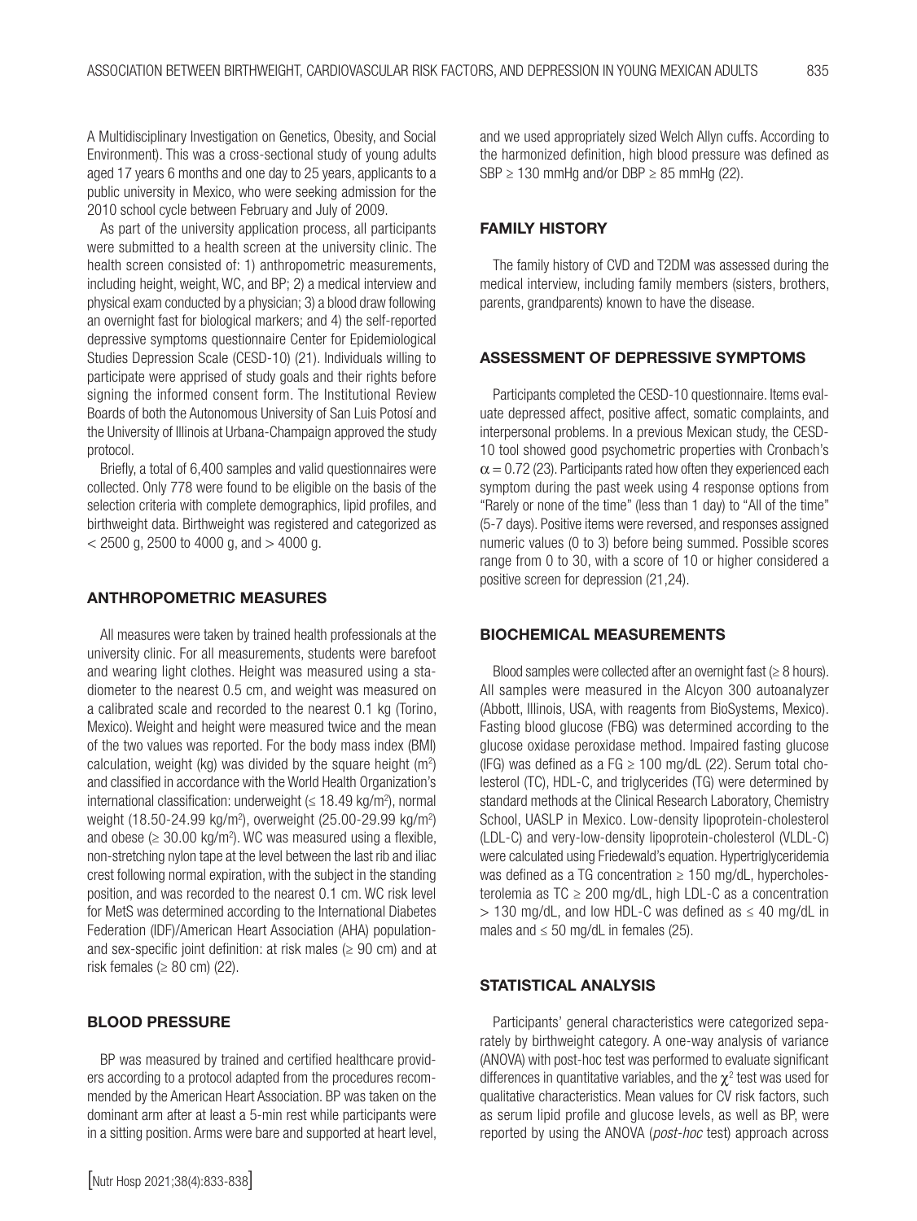A Multidisciplinary Investigation on Genetics, Obesity, and Social Environment). This was a cross-sectional study of young adults aged 17 years 6 months and one day to 25 years, applicants to a public university in Mexico, who were seeking admission for the 2010 school cycle between February and July of 2009.

As part of the university application process, all participants were submitted to a health screen at the university clinic. The health screen consisted of: 1) anthropometric measurements, including height, weight, WC, and BP; 2) a medical interview and physical exam conducted by a physician; 3) a blood draw following an overnight fast for biological markers; and 4) the self-reported depressive symptoms questionnaire Center for Epidemiological Studies Depression Scale (CESD-10) (21). Individuals willing to participate were apprised of study goals and their rights before signing the informed consent form. The Institutional Review Boards of both the Autonomous University of San Luis Potosí and the University of Illinois at Urbana-Champaign approved the study protocol.

Briefly, a total of 6,400 samples and valid questionnaires were collected. Only 778 were found to be eligible on the basis of the selection criteria with complete demographics, lipid profiles, and birthweight data. Birthweight was registered and categorized as < 2500 g, 2500 to 4000 g, and > 4000 g.

## ANTHROPOMETRIC MEASURES

All measures were taken by trained health professionals at the university clinic. For all measurements, students were barefoot and wearing light clothes. Height was measured using a stadiometer to the nearest 0.5 cm, and weight was measured on a calibrated scale and recorded to the nearest 0.1 kg (Torino, Mexico). Weight and height were measured twice and the mean of the two values was reported. For the body mass index (BMI) calculation, weight (kg) was divided by the square height ($m^2$) and classified in accordance with the World Health Organization's international classification: underweight ($\leq$ 18.49 kg/$m^2$), normal weight (18.50-24.99 kg/$m^2$), overweight (25.00-29.99 kg/$m^2$) and obese ($\geq$ 30.00 kg/$m^2$). WC was measured using a flexible, non-stretching nylon tape at the level between the last rib and iliac crest following normal expiration, with the subject in the standing position, and was recorded to the nearest 0.1 cm. WC risk level for MetS was determined according to the International Diabetes Federation (IDF)/American Heart Association (AHA) population- and sex-specific joint definition: at risk males ($\geq$ 90 cm) and at risk females ($\geq$ 80 cm) (22).

## BLOOD PRESSURE

BP was measured by trained and certified healthcare providers according to a protocol adapted from the procedures recommended by the American Heart Association. BP was taken on the dominant arm after at least a 5-min rest while participants were in a sitting position. Arms were bare and supported at heart level, and we used appropriately sized Welch Allyn cuffs. According to the harmonized definition, high blood pressure was defined as SBP $\geq$ 130 mmHg and/or DBP $\geq$ 85 mmHg (22).

## FAMILY HISTORY

The family history of CVD and T2DM was assessed during the medical interview, including family members (sisters, brothers, parents, grandparents) known to have the disease.

## ASSESSMENT OF DEPRESSIVE SYMPTOMS

Participants completed the CESD-10 questionnaire. Items evaluate depressed affect, positive affect, somatic complaints, and interpersonal problems. In a previous Mexican study, the CESD-10 tool showed good psychometric properties with Cronbach's $\alpha = 0.72$ (23). Participants rated how often they experienced each symptom during the past week using 4 response options from "Rarely or none of the time" (less than 1 day) to "All of the time" (5-7 days). Positive items were reversed, and responses assigned numeric values (0 to 3) before being summed. Possible scores range from 0 to 30, with a score of 10 or higher considered a positive screen for depression (21,24).

## BIOCHEMICAL MEASUREMENTS

Blood samples were collected after an overnight fast ($\geq$ 8 hours). All samples were measured in the Alcyon 300 autoanalyzer (Abbott, Illinois, USA, with reagents from BioSystems, Mexico). Fasting blood glucose (FBG) was determined according to the glucose oxidase peroxidase method. Impaired fasting glucose (IFG) was defined as a FG $\geq$ 100 mg/dL (22). Serum total cholesterol (TC), HDL-C, and triglycerides (TG) were determined by standard methods at the Clinical Research Laboratory, Chemistry School, UASLP in Mexico. Low-density lipoprotein-cholesterol (LDL-C) and very-low-density lipoprotein-cholesterol (VLDL-C) were calculated using Friedewald's equation. Hypertriglyceridemia was defined as a TG concentration $\geq$ 150 mg/dL, hypercholesterolemia as TC $\geq$ 200 mg/dL, high LDL-C as a concentration > 130 mg/dL, and low HDL-C was defined as $\leq$ 40 mg/dL in males and $\leq$ 50 mg/dL in females (25).

## STATISTICAL ANALYSIS

Participants' general characteristics were categorized separately by birthweight category. A one-way analysis of variance (ANOVA) with post-hoc test was performed to evaluate significant differences in quantitative variables, and the $\chi^2$ test was used for qualitative characteristics. Mean values for CV risk factors, such as serum lipid profile and glucose levels, as well as BP, were reported by using the ANOVA (*post-hoc* test) approach across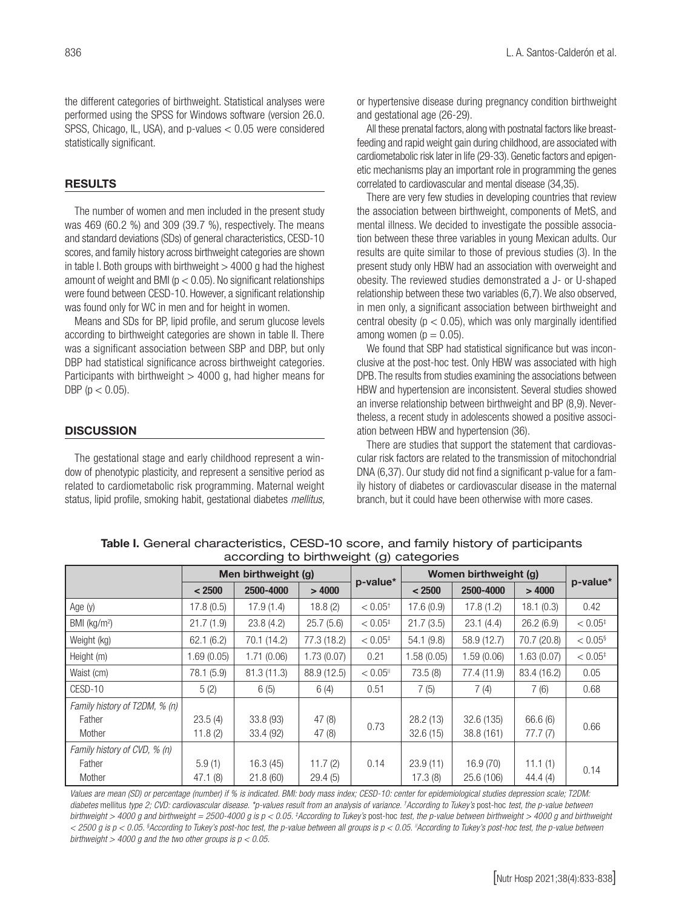the different categories of birthweight. Statistical analyses were performed using the SPSS for Windows software (version 26.0. SPSS, Chicago, IL, USA), and p-values $< 0.05$ were considered statistically significant.

## RESULTS

The number of women and men included in the present study was 469 (60.2 %) and 309 (39.7 %), respectively. The means and standard deviations (SDs) of general characteristics, CESD-10 scores, and family history across birthweight categories are shown in table I. Both groups with birthweight $> 4000$ g had the highest amount of weight and BMI ($p < 0.05$). No significant relationships were found between CESD-10. However, a significant relationship was found only for WC in men and for height in women.

Means and SDs for BP, lipid profile, and serum glucose levels according to birthweight categories are shown in table II. There was a significant association between SBP and DBP, but only DBP had statistical significance across birthweight categories. Participants with birthweight $> 4000$ g, had higher means for DBP ($p < 0.05$).

## DISCUSSION

The gestational stage and early childhood represent a window of phenotypic plasticity, and represent a sensitive period as related to cardiometabolic risk programming. Maternal weight status, lipid profile, smoking habit, gestational diabetes *mellitus,* or hypertensive disease during pregnancy condition birthweight and gestational age (26-29).

All these prenatal factors, along with postnatal factors like breastfeeding and rapid weight gain during childhood, are associated with cardiometabolic risk later in life (29-33). Genetic factors and epigenetic mechanisms play an important role in programming the genes correlated to cardiovascular and mental disease (34,35).

There are very few studies in developing countries that review the association between birthweight, components of MetS, and mental illness. We decided to investigate the possible association between these three variables in young Mexican adults. Our results are quite similar to those of previous studies (3). In the present study only HBW had an association with overweight and obesity. The reviewed studies demonstrated a J- or U-shaped relationship between these two variables (6,7). We also observed, in men only, a significant association between birthweight and central obesity ($p < 0.05$), which was only marginally identified among women ($p = 0.05$).

We found that SBP had statistical significance but was inconclusive at the post-hoc test. Only HBW was associated with high DPB. The results from studies examining the associations between HBW and hypertension are inconsistent. Several studies showed an inverse relationship between birthweight and BP (8,9). Nevertheless, a recent study in adolescents showed a positive association between HBW and hypertension (36).

There are studies that support the statement that cardiovascular risk factors are related to the transmission of mitochondrial DNA (6,37). Our study did not find a significant p-value for a family history of diabetes or cardiovascular disease in the maternal branch, but it could have been otherwise with more cases.

**Table I.** General characteristics, CESD-10 score, and family history of participants according to birthweight (g) categories

| | Men birthweight (g) | | | p-value* | Women birthweight (g) | | | p-value* |
|---|---|---|---|---|---|---|---|---|
| | < 2500 | 2500-4000 | > 4000 | | < 2500 | 2500-4000 | > 4000 | |
| Age (y) | 17.8 (0.5) | 17.9 (1.4) | 18.8 (2) | < 0.05[†] | 17.6 (0.9) | 17.8 (1.2) | 18.1 (0.3) | 0.42 |
| BMI (kg/m²) | 21.7 (1.9) | 23.8 (4.2) | 25.7 (5.6) | < 0.05[‡] | 21.7 (3.5) | 23.1 (4.4) | 26.2 (6.9) | < 0.05[‡] |
| Weight (kg) | 62.1 (6.2) | 70.1 (14.2) | 77.3 (18.2) | < 0.05[‡] | 54.1 (9.8) | 58.9 (12.7) | 70.7 (20.8) | < 0.05[§] |
| Height (m) | 1.69 (0.05) | 1.71 (0.06) | 1.73 (0.07) | 0.21 | 1.58 (0.05) | 1.59 (0.06) | 1.63 (0.07) | < 0.05[‡] |
| Waist (cm) | 78.1 (5.9) | 81.3 (11.3) | 88.9 (12.5) | < 0.05[‖] | 73.5 (8) | 77.4 (11.9) | 83.4 (16.2) | 0.05 |
| CESD-10 | 5 (2) | 6 (5) | 6 (4) | 0.51 | 7 (5) | 7 (4) | 7 (6) | 0.68 |
| *Family history of T2DM, % (n)* | | | | | | | | |
| Father | 23.5 (4) | 33.8 (93) | 47 (8) | 0.73 | 28.2 (13) | 32.6 (135) | 66.6 (6) | 0.66 |
| Mother | 11.8 (2) | 33.4 (92) | 47 (8) | | 32.6 (15) | 38.8 (161) | 77.7 (7) | |
| *Family history of CVD, % (n)* | | | | | | | | |
| Father | 5.9 (1) | 16.3 (45) | 11.7 (2) | 0.14 | 23.9 (11) | 16.9 (70) | 11.1 (1) | 0.14 |
| Mother | 47.1 (8) | 21.8 (60) | 29.4 (5) | | 17.3 (8) | 25.6 (106) | 44.4 (4) | |

*Values are mean (SD) or percentage (number) if % is indicated. BMI: body mass index; CESD-10: center for epidemiological studies depression scale; T2DM: diabetes* mellitus *type 2; CVD: cardiovascular disease. \*p-values result from an analysis of variance. [†]According to Tukey's* post-hoc *test, the p-value between birthweight > 4000 g and birthweight = 2500-4000 g is p < 0.05. [‡]According to Tukey's* post-hoc *test, the p-value between birthweight > 4000 g and birthweight < 2500 g is p < 0.05. [§]According to Tukey's post-hoc test, the p-value between all groups is p < 0.05. [‖]According to Tukey's post-hoc test, the p-value between birthweight > 4000 g and the two other groups is p < 0.05.*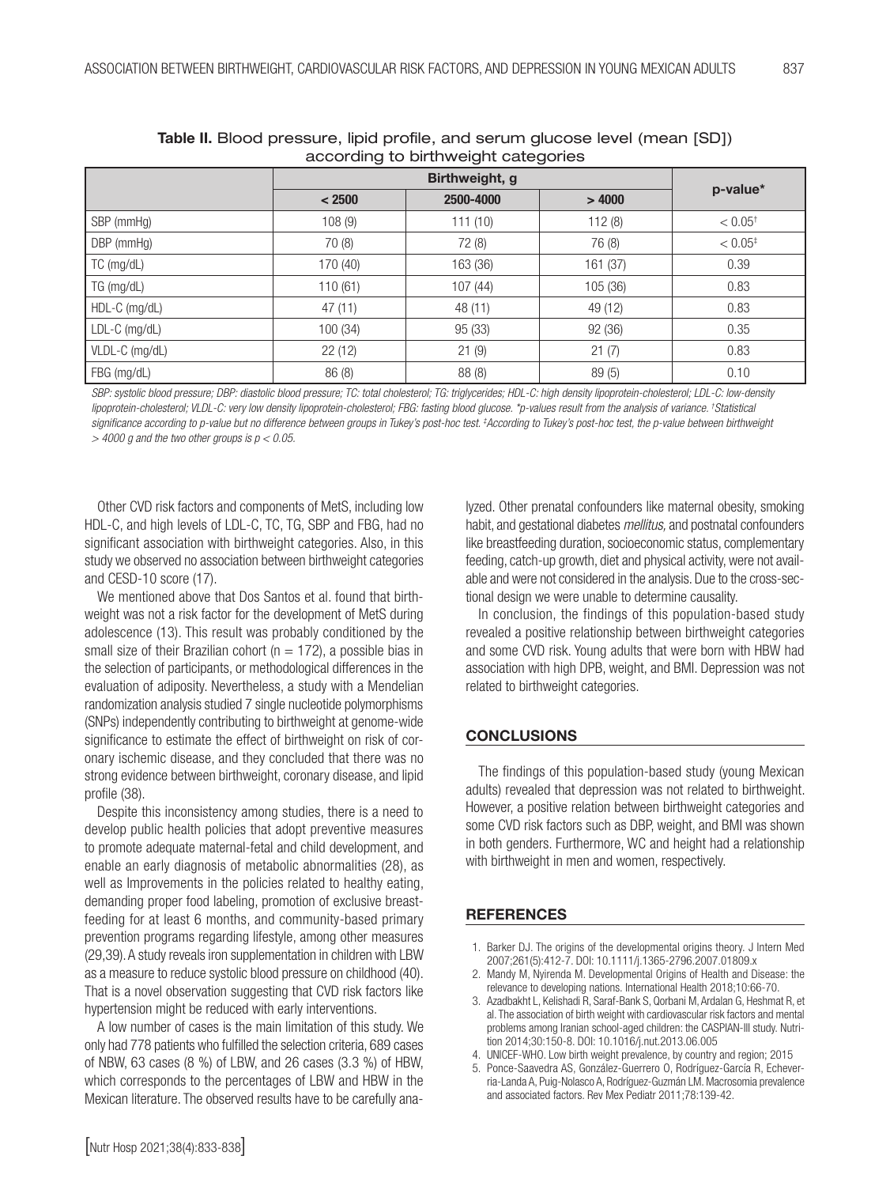**Table II.** Blood pressure, lipid profile, and serum glucose level (mean [SD]) according to birthweight categories

| | Birthweight, g | | | p-value* |
|---|---|---|---|---|
| | < 2500 | 2500-4000 | > 4000 | |
| SBP (mmHg) | 108 (9) | 111 (10) | 112 (8) | < 0.05[†] |
| DBP (mmHg) | 70 (8) | 72 (8) | 76 (8) | < 0.05[‡] |
| TC (mg/dL) | 170 (40) | 163 (36) | 161 (37) | 0.39 |
| TG (mg/dL) | 110 (61) | 107 (44) | 105 (36) | 0.83 |
| HDL-C (mg/dL) | 47 (11) | 48 (11) | 49 (12) | 0.83 |
| LDL-C (mg/dL) | 100 (34) | 95 (33) | 92 (36) | 0.35 |
| VLDL-C (mg/dL) | 22 (12) | 21 (9) | 21 (7) | 0.83 |
| FBG (mg/dL) | 86 (8) | 88 (8) | 89 (5) | 0.10 |

*SBP: systolic blood pressure; DBP: diastolic blood pressure; TC: total cholesterol; TG: triglycerides; HDL-C: high density lipoprotein-cholesterol; LDL-C: low-density lipoprotein-cholesterol; VLDL-C: very low density lipoprotein-cholesterol; FBG: fasting blood glucose. *p-values result from the analysis of variance. †Statistical significance according to p-value but no difference between groups in Tukey's post-hoc test. ‡According to Tukey's post-hoc test, the p-value between birthweight > 4000 g and the two other groups is p < 0.05.*

Other CVD risk factors and components of MetS, including low HDL-C, and high levels of LDL-C, TC, TG, SBP and FBG, had no significant association with birthweight categories. Also, in this study we observed no association between birthweight categories and CESD-10 score (17).

We mentioned above that Dos Santos et al. found that birthweight was not a risk factor for the development of MetS during adolescence (13). This result was probably conditioned by the small size of their Brazilian cohort (n = 172), a possible bias in the selection of participants, or methodological differences in the evaluation of adiposity. Nevertheless, a study with a Mendelian randomization analysis studied 7 single nucleotide polymorphisms (SNPs) independently contributing to birthweight at genome-wide significance to estimate the effect of birthweight on risk of coronary ischemic disease, and they concluded that there was no strong evidence between birthweight, coronary disease, and lipid profile (38).

Despite this inconsistency among studies, there is a need to develop public health policies that adopt preventive measures to promote adequate maternal-fetal and child development, and enable an early diagnosis of metabolic abnormalities (28), as well as Improvements in the policies related to healthy eating, demanding proper food labeling, promotion of exclusive breastfeeding for at least 6 months, and community-based primary prevention programs regarding lifestyle, among other measures (29,39). A study reveals iron supplementation in children with LBW as a measure to reduce systolic blood pressure on childhood (40). That is a novel observation suggesting that CVD risk factors like hypertension might be reduced with early interventions.

A low number of cases is the main limitation of this study. We only had 778 patients who fulfilled the selection criteria, 689 cases of NBW, 63 cases (8 %) of LBW, and 26 cases (3.3 %) of HBW, which corresponds to the percentages of LBW and HBW in the Mexican literature. The observed results have to be carefully analyzed. Other prenatal confounders like maternal obesity, smoking habit, and gestational diabetes *mellitus,* and postnatal confounders like breastfeeding duration, socioeconomic status, complementary feeding, catch-up growth, diet and physical activity, were not available and were not considered in the analysis. Due to the cross-sectional design we were unable to determine causality.

In conclusion, the findings of this population-based study revealed a positive relationship between birthweight categories and some CVD risk. Young adults that were born with HBW had association with high DPB, weight, and BMI. Depression was not related to birthweight categories.

## CONCLUSIONS

The findings of this population-based study (young Mexican adults) revealed that depression was not related to birthweight. However, a positive relation between birthweight categories and some CVD risk factors such as DBP, weight, and BMI was shown in both genders. Furthermore, WC and height had a relationship with birthweight in men and women, respectively.

## REFERENCES

1. Barker DJ. The origins of the developmental origins theory. J Intern Med 2007;261(5):412-7. DOI: 10.1111/j.1365-2796.2007.01809.x
2. Mandy M, Nyirenda M. Developmental Origins of Health and Disease: the relevance to developing nations. International Health 2018;10:66-70.
3. Azadbakht L, Kelishadi R, Saraf-Bank S, Qorbani M, Ardalan G, Heshmat R, et al. The association of birth weight with cardiovascular risk factors and mental problems among Iranian school-aged children: the CASPIAN-III study. Nutrition 2014;30:150-8. DOI: 10.1016/j.nut.2013.06.005
4. UNICEF-WHO. Low birth weight prevalence, by country and region; 2015
5. Ponce-Saavedra AS, González-Guerrero O, Rodríguez-García R, Echeverria-Landa A, Puig-Nolasco A, Rodríguez-Guzmán LM. Macrosomia prevalence and associated factors. Rev Mex Pediatr 2011;78:139-42.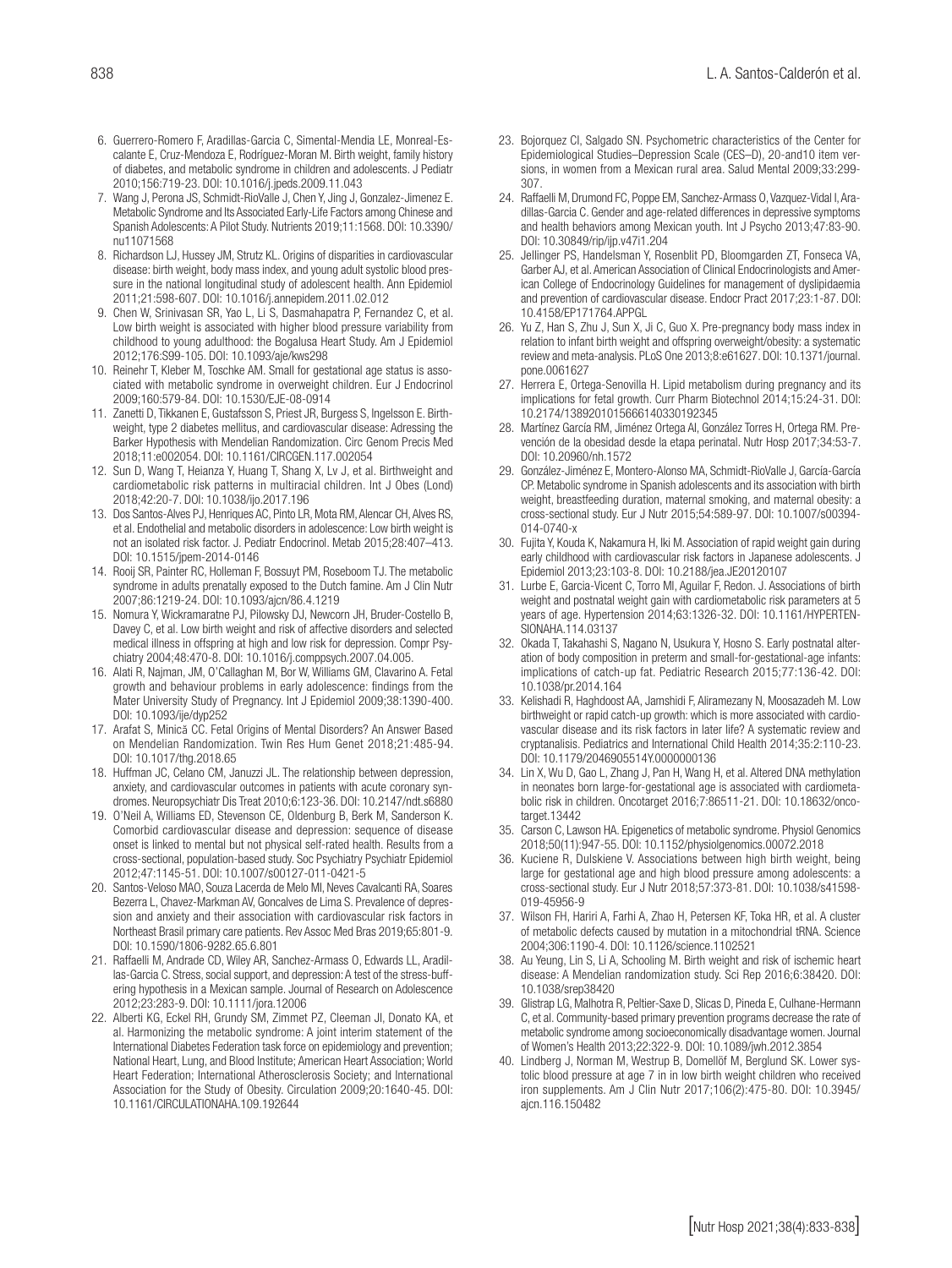6. Guerrero-Romero F, Aradillas-Garcia C, Simental-Mendia LE, Monreal-Escalante E, Cruz-Mendoza E, Rodríguez-Moran M. Birth weight, family history of diabetes, and metabolic syndrome in children and adolescents. J Pediatr 2010;156:719-23. DOI: 10.1016/j.jpeds.2009.11.043
7. Wang J, Perona JS, Schmidt-RioValle J, Chen Y, Jing J, Gonzalez-Jimenez E. Metabolic Syndrome and Its Associated Early-Life Factors among Chinese and Spanish Adolescents: A Pilot Study. Nutrients 2019;11:1568. DOI: 10.3390/nu11071568
8. Richardson LJ, Hussey JM, Strutz KL. Origins of disparities in cardiovascular disease: birth weight, body mass index, and young adult systolic blood pressure in the national longitudinal study of adolescent health. Ann Epidemiol 2011;21:598-607. DOI: 10.1016/j.annepidem.2011.02.012
9. Chen W, Srinivasan SR, Yao L, Li S, Dasmahapatra P, Fernandez C, et al. Low birth weight is associated with higher blood pressure variability from childhood to young adulthood: the Bogalusa Heart Study. Am J Epidemiol 2012;176:S99-105. DOI: 10.1093/aje/kws298
10. Reinehr T, Kleber M, Toschke AM. Small for gestational age status is associated with metabolic syndrome in overweight children. Eur J Endocrinol 2009;160:579-84. DOI: 10.1530/EJE-08-0914
11. Zanetti D, Tikkanen E, Gustafsson S, Priest JR, Burgess S, Ingelsson E. Birthweight, type 2 diabetes mellitus, and cardiovascular disease: Adressing the Barker Hypothesis with Mendelian Randomization. Circ Genom Precis Med 2018;11:e002054. DOI: 10.1161/CIRCGEN.117.002054
12. Sun D, Wang T, Heianza Y, Huang T, Shang X, Lv J, et al. Birthweight and cardiometabolic risk patterns in multiracial children. Int J Obes (Lond) 2018;42:20-7. DOI: 10.1038/ijo.2017.196
13. Dos Santos-Alves PJ, Henriques AC, Pinto LR, Mota RM, Alencar CH, Alves RS, et al. Endothelial and metabolic disorders in adolescence: Low birth weight is not an isolated risk factor. J. Pediatr Endocrinol. Metab 2015;28:407–413. DOI: 10.1515/jpem-2014-0146
14. Rooij SR, Painter RC, Holleman F, Bossuyt PM, Roseboom TJ. The metabolic syndrome in adults prenatally exposed to the Dutch famine. Am J Clin Nutr 2007;86:1219-24. DOI: 10.1093/ajcn/86.4.1219
15. Nomura Y, Wickramaratne PJ, Pilowsky DJ, Newcorn JH, Bruder-Costello B, Davey C, et al. Low birth weight and risk of affective disorders and selected medical illness in offspring at high and low risk for depression. Compr Psychiatry 2004;48:470-8. DOI: 10.1016/j.comppsych.2007.04.005.
16. Alati R, Najman, JM, O'Callaghan M, Bor W, Williams GM, Clavarino A. Fetal growth and behaviour problems in early adolescence: findings from the Mater University Study of Pregnancy. Int J Epidemiol 2009;38:1390-400. DOI: 10.1093/ije/dyp252
17. Arafat S, Minică CC. Fetal Origins of Mental Disorders? An Answer Based on Mendelian Randomization. Twin Res Hum Genet 2018;21:485-94. DOI: 10.1017/thg.2018.65
18. Huffman JC, Celano CM, Januzzi JL. The relationship between depression, anxiety, and cardiovascular outcomes in patients with acute coronary syndromes. Neuropsychiatr Dis Treat 2010;6:123-36. DOI: 10.2147/ndt.s6880
19. O'Neil A, Williams ED, Stevenson CE, Oldenburg B, Berk M, Sanderson K. Comorbid cardiovascular disease and depression: sequence of disease onset is linked to mental but not physical self-rated health. Results from a cross-sectional, population-based study. Soc Psychiatry Psychiatr Epidemiol 2012;47:1145-51. DOI: 10.1007/s00127-011-0421-5
20. Santos-Veloso MAO, Souza Lacerda de Melo MI, Neves Cavalcanti RA, Soares Bezerra L, Chavez-Markman AV, Goncalves de Lima S. Prevalence of depression and anxiety and their association with cardiovascular risk factors in Northeast Brasil primary care patients. Rev Assoc Med Bras 2019;65:801-9. DOI: 10.1590/1806-9282.65.6.801
21. Raffaelli M, Andrade CD, Wiley AR, Sanchez-Armass O, Edwards LL, Aradillas-Garcia C. Stress, social support, and depression: A test of the stress-buffering hypothesis in a Mexican sample. Journal of Research on Adolescence 2012;23:283-9. DOI: 10.1111/jora.12006
22. Alberti KG, Eckel RH, Grundy SM, Zimmet PZ, Cleeman JI, Donato KA, et al. Harmonizing the metabolic syndrome: A joint interim statement of the International Diabetes Federation task force on epidemiology and prevention; National Heart, Lung, and Blood Institute; American Heart Association; World Heart Federation; International Atherosclerosis Society; and International Association for the Study of Obesity. Circulation 2009;20:1640-45. DOI: 10.1161/CIRCULATIONAHA.109.192644
23. Bojorquez CI, Salgado SN. Psychometric characteristics of the Center for Epidemiological Studies–Depression Scale (CES–D), 20-and10 item versions, in women from a Mexican rural area. Salud Mental 2009;33:299-307.
24. Raffaelli M, Drumond FC, Poppe EM, Sanchez-Armass O, Vazquez-Vidal I, Aradillas-Garcia C. Gender and age-related differences in depressive symptoms and health behaviors among Mexican youth. Int J Psycho 2013;47:83-90. DOI: 10.30849/rip/ijp.v47i1.204
25. Jellinger PS, Handelsman Y, Rosenblit PD, Bloomgarden ZT, Fonseca VA, Garber AJ, et al. American Association of Clinical Endocrinologists and American College of Endocrinology Guidelines for management of dyslipidaemia and prevention of cardiovascular disease. Endocr Pract 2017;23:1-87. DOI: 10.4158/EP171764.APPGL
26. Yu Z, Han S, Zhu J, Sun X, Ji C, Guo X. Pre-pregnancy body mass index in relation to infant birth weight and offspring overweight/obesity: a systematic review and meta-analysis. PLoS One 2013;8:e61627. DOI: 10.1371/journal.pone.0061627
27. Herrera E, Ortega-Senovilla H. Lipid metabolism during pregnancy and its implications for fetal growth. Curr Pharm Biotechnol 2014;15:24-31. DOI: 10.2174/1389201015666140330192345
28. Martínez García RM, Jiménez Ortega AI, González Torres H, Ortega RM. Prevención de la obesidad desde la etapa perinatal. Nutr Hosp 2017;34:53-7. DOI: 10.20960/nh.1572
29. González-Jiménez E, Montero-Alonso MA, Schmidt-RioValle J, García-García CP. Metabolic syndrome in Spanish adolescents and its association with birth weight, breastfeeding duration, maternal smoking, and maternal obesity: a cross-sectional study. Eur J Nutr 2015;54:589-97. DOI: 10.1007/s00394-014-0740-x
30. Fujita Y, Kouda K, Nakamura H, Iki M. Association of rapid weight gain during early childhood with cardiovascular risk factors in Japanese adolescents. J Epidemiol 2013;23:103-8. DOI: 10.2188/jea.JE20120107
31. Lurbe E, Garcia-Vicent C, Torro MI, Aguilar F, Redon. J. Associations of birth weight and postnatal weight gain with cardiometabolic risk parameters at 5 years of age. Hypertension 2014;63:1326-32. DOI: 10.1161/HYPERTENSIONAHA.114.03137
32. Okada T, Takahashi S, Nagano N, Usukura Y, Hosno S. Early postnatal alteration of body composition in preterm and small-for-gestational-age infants: implications of catch-up fat. Pediatric Research 2015;77:136-42. DOI: 10.1038/pr.2014.164
33. Kelishadi R, Haghdoost AA, Jamshidi F, Aliramezany N, Moosazadeh M. Low birthweight or rapid catch-up growth: which is more associated with cardiovascular disease and its risk factors in later life? A systematic review and cryptanalisis. Pediatrics and International Child Health 2014;35:2:110-23. DOI: 10.1179/2046905514Y.0000000136
34. Lin X, Wu D, Gao L, Zhang J, Pan H, Wang H, et al. Altered DNA methylation in neonates born large-for-gestational age is associated with cardiometabolic risk in children. Oncotarget 2016;7:86511-21. DOI: 10.18632/oncotarget.13442
35. Carson C, Lawson HA. Epigenetics of metabolic syndrome. Physiol Genomics 2018;50(11):947-55. DOI: 10.1152/physiolgenomics.00072.2018
36. Kuciene R, Dulskiene V. Associations between high birth weight, being large for gestational age and high blood pressure among adolescents: a cross-sectional study. Eur J Nutr 2018;57:373-81. DOI: 10.1038/s41598-019-45956-9
37. Wilson FH, Hariri A, Farhi A, Zhao H, Petersen KF, Toka HR, et al. A cluster of metabolic defects caused by mutation in a mitochondrial tRNA. Science 2004;306:1190-4. DOI: 10.1126/science.1102521
38. Au Yeung, Lin S, Li A, Schooling M. Birth weight and risk of ischemic heart disease: A Mendelian randomization study. Sci Rep 2016;6:38420. DOI: 10.1038/srep38420
39. Glistrap LG, Malhotra R, Peltier-Saxe D, Slicas D, Pineda E, Culhane-Hermann C, et al. Community-based primary prevention programs decrease the rate of metabolic syndrome among socioeconomically disadvantage women. Journal of Women's Health 2013;22:322-9. DOI: 10.1089/jwh.2012.3854
40. Lindberg J, Norman M, Westrup B, Domellöf M, Berglund SK. Lower systolic blood pressure at age 7 in in low birth weight children who received iron supplements. Am J Clin Nutr 2017;106(2):475-80. DOI: 10.3945/ajcn.116.150482